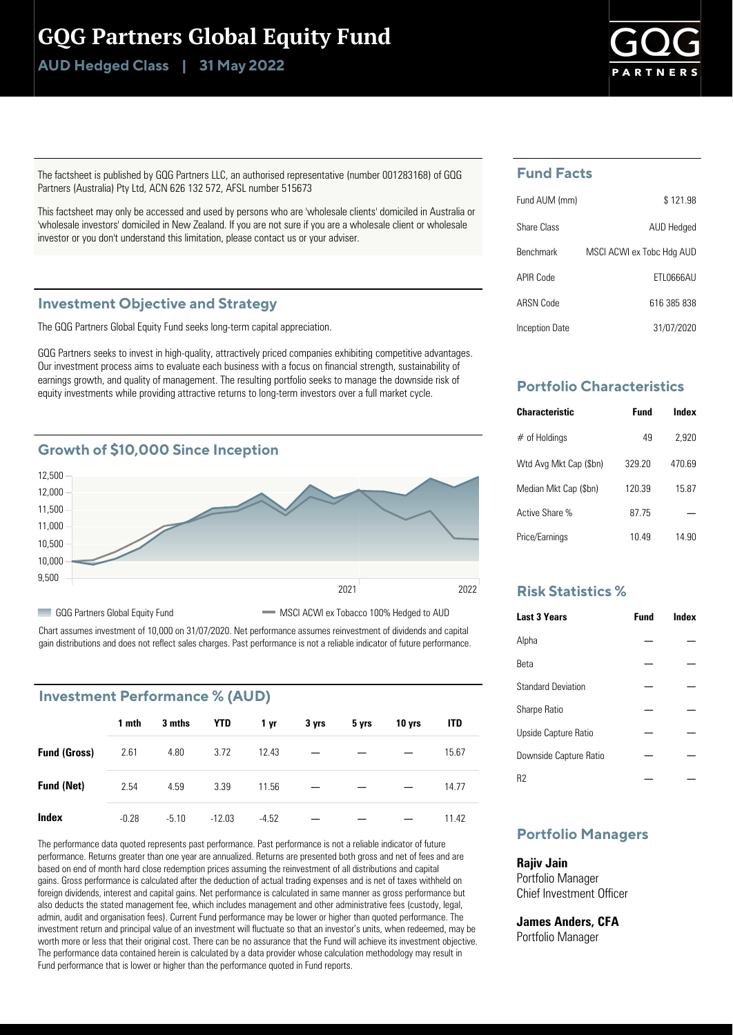# GQG Partners Global Equity Fund

**AUD Hedged Class | 31 May 2022**

The factsheet is published by GQG Partners LLC, an authorised representative (number 001283168) of GQG Partners (Australia) Pty Ltd, ACN 626 132 572, AFSL number 515673

This factsheet may only be accessed and used by persons who are 'wholesale clients' domiciled in Australia or 'wholesale investors' domiciled in New Zealand. If you are not sure if you are a wholesale client or wholesale investor or you don't understand this limitation, please contact us or your adviser.

## Investment Objective and Strategy

The GQG Partners Global Equity Fund seeks long-term capital appreciation.

GQG Partners seeks to invest in high-quality, attractively priced companies exhibiting competitive advantages. Our investment process aims to evaluate each business with a focus on financial strength, sustainability of earnings growth, and quality of management. The resulting portfolio seeks to manage the downside risk of equity investments while providing attractive returns to long-term investors over a full market cycle.

## Growth of $10,000 Since Inception

GQG Partners Global Equity Fund — MSCI ACWI ex Tobacco 100% Hedged to AUD

Chart assumes investment of 10,000 on 31/07/2020. Net performance assumes reinvestment of dividends and capital gain distributions and does not reflect sales charges. Past performance is not a reliable indicator of future performance.

## Investment Performance % (AUD)

| | 1 mth | 3 mths | YTD | 1 yr | 3 yrs | 5 yrs | 10 yrs | ITD |
|---|---|---|---|---|---|---|---|---|
| **Fund (Gross)** | 2.61 | 4.80 | 3.72 | 12.43 | — | — | — | 15.67 |
| **Fund (Net)** | 2.54 | 4.59 | 3.39 | 11.56 | — | — | — | 14.77 |
| **Index** | -0.28 | -5.10 | -12.03 | -4.52 | — | — | — | 11.42 |

The performance data quoted represents past performance. Past performance is not a reliable indicator of future performance. Returns greater than one year are annualized. Returns are presented both gross and net of fees and are based on end of month hard close redemption prices assuming the reinvestment of all distributions and capital gains. Gross performance is calculated after the deduction of actual trading expenses and is net of taxes withheld on foreign dividends, interest and capital gains. Net performance is calculated in same manner as gross performance but also deducts the stated management fee, which includes management and other administrative fees (custody, legal, admin, audit and organisation fees). Current Fund performance may be lower or higher than quoted performance. The investment return and principal value of an investment will fluctuate so that an investor's units, when redeemed, may be worth more or less that their original cost. There can be no assurance that the Fund will achieve its investment objective. The performance data contained herein is calculated by a data provider whose calculation methodology may result in Fund performance that is lower or higher than the performance quoted in Fund reports.

## Fund Facts

| | |
|---|---|
| Fund AUM (mm) | $ 121.98 |
| Share Class | AUD Hedged |
| Benchmark | MSCI ACWI ex Tobc Hdg AUD |
| APIR Code | ETL0666AU |
| ARSN Code | 616 385 838 |
| Inception Date | 31/07/2020 |

## Portfolio Characteristics

| Characteristic | Fund | Index |
|---|---|---|
| # of Holdings | 49 | 2,920 |
| Wtd Avg Mkt Cap ($bn) | 329.20 | 470.69 |
| Median Mkt Cap ($bn) | 120.39 | 15.87 |
| Active Share % | 87.75 | — |
| Price/Earnings | 10.49 | 14.90 |

## Risk Statistics %

| Last 3 Years | Fund | Index |
|---|---|---|
| Alpha | — | — |
| Beta | — | — |
| Standard Deviation | — | — |
| Sharpe Ratio | — | — |
| Upside Capture Ratio | — | — |
| Downside Capture Ratio | — | — |
| R2 | — | — |

## Portfolio Managers

**Rajiv Jain**
Portfolio Manager
Chief Investment Officer

**James Anders, CFA**
Portfolio Manager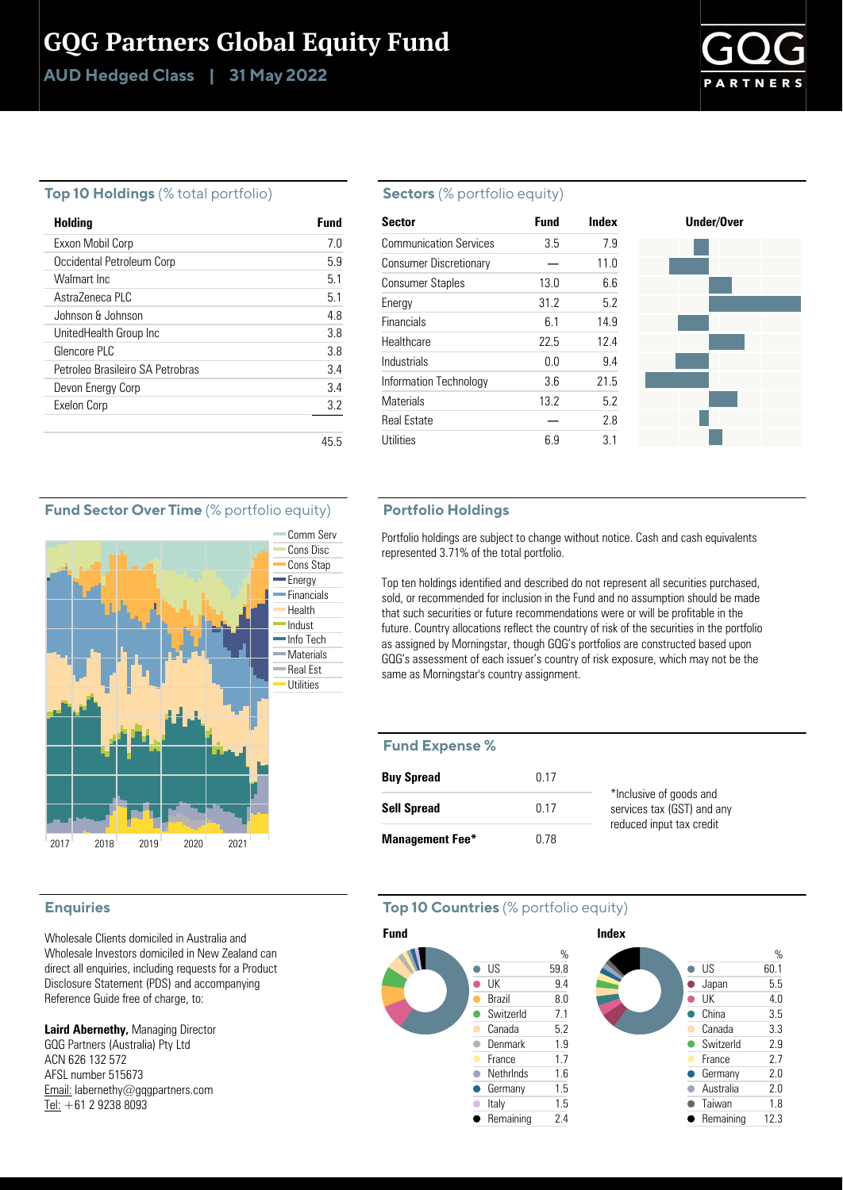# GQG Partners Global Equity Fund

**AUD Hedged Class | 31 May 2022**

## Top 10 Holdings (% total portfolio)

| Holding | Fund |
|---|---|
| Exxon Mobil Corp | 7.0 |
| Occidental Petroleum Corp | 5.9 |
| Walmart Inc | 5.1 |
| AstraZeneca PLC | 5.1 |
| Johnson & Johnson | 4.8 |
| UnitedHealth Group Inc | 3.8 |
| Glencore PLC | 3.8 |
| Petroleo Brasileiro SA Petrobras | 3.4 |
| Devon Energy Corp | 3.4 |
| Exelon Corp | 3.2 |
| | 45.5 |

## Sectors (% portfolio equity)

| Sector | Fund | Index |
|---|---|---|
| Communication Services | 3.5 | 7.9 |
| Consumer Discretionary | — | 11.0 |
| Consumer Staples | 13.0 | 6.6 |
| Energy | 31.2 | 5.2 |
| Financials | 6.1 | 14.9 |
| Healthcare | 22.5 | 12.4 |
| Industrials | 0.0 | 9.4 |
| Information Technology | 3.6 | 21.5 |
| Materials | 13.2 | 5.2 |
| Real Estate | — | 2.8 |
| Utilities | 6.9 | 3.1 |

## Fund Sector Over Time (% portfolio equity)

Comm Serv, Cons Disc, Cons Stap, Energy, Financials, Health, Indust, Info Tech, Materials, Real Est, Utilities

2017 2018 2019 2020 2021

## Portfolio Holdings

Portfolio holdings are subject to change without notice. Cash and cash equivalents represented 3.71% of the total portfolio.

Top ten holdings identified and described do not represent all securities purchased, sold, or recommended for inclusion in the Fund and no assumption should be made that such securities or future recommendations were or will be profitable in the future. Country allocations reflect the country of risk of the securities in the portfolio as assigned by Morningstar, though GQG's portfolios are constructed based upon GQG's assessment of each issuer's country of risk exposure, which may not be the same as Morningstar's country assignment.

## Fund Expense %

| | |
|---|---|
| **Buy Spread** | 0.17 |
| **Sell Spread** | 0.17 |
| **Management Fee*** | 0.78 |

*Inclusive of goods and services tax (GST) and any reduced input tax credit

## Enquiries

Wholesale Clients domiciled in Australia and Wholesale Investors domiciled in New Zealand can direct all enquiries, including requests for a Product Disclosure Statement (PDS) and accompanying Reference Guide free of charge, to:

**Laird Abernethy,** Managing Director
GQG Partners (Australia) Pty Ltd
ACN 626 132 572
AFSL number 515673
Email: labernethy@gqgpartners.com
Tel: +61 2 9238 8093

## Top 10 Countries (% portfolio equity)

**Fund**

| | % |
|---|---|
| US | 59.8 |
| UK | 9.4 |
| Brazil | 8.0 |
| Switzerld | 7.1 |
| Canada | 5.2 |
| Denmark | 1.9 |
| France | 1.7 |
| Nethrlnds | 1.6 |
| Germany | 1.5 |
| Italy | 1.5 |
| Remaining | 2.4 |

**Index**

| | % |
|---|---|
| US | 60.1 |
| Japan | 5.5 |
| UK | 4.0 |
| China | 3.5 |
| Canada | 3.3 |
| Switzerld | 2.9 |
| France | 2.7 |
| Germany | 2.0 |
| Australia | 2.0 |
| Taiwan | 1.8 |
| Remaining | 12.3 |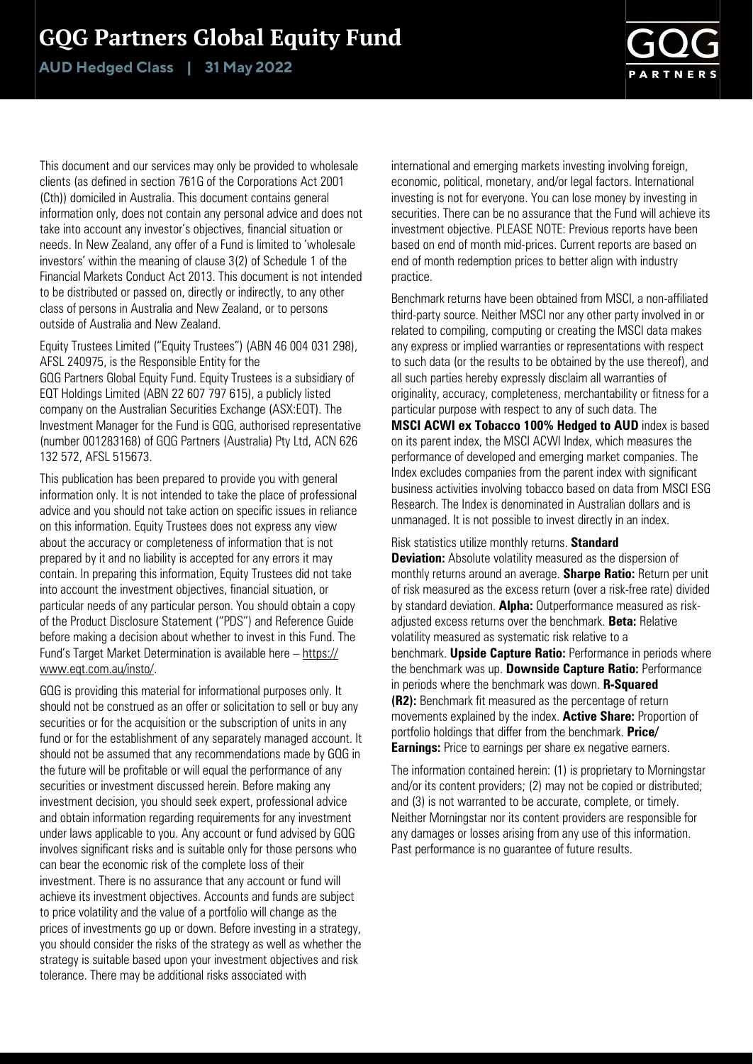This document and our services may only be provided to wholesale clients (as defined in section 761G of the Corporations Act 2001 (Cth)) domiciled in Australia. This document contains general information only, does not contain any personal advice and does not take into account any investor's objectives, financial situation or needs. In New Zealand, any offer of a Fund is limited to 'wholesale investors' within the meaning of clause 3(2) of Schedule 1 of the Financial Markets Conduct Act 2013. This document is not intended to be distributed or passed on, directly or indirectly, to any other class of persons in Australia and New Zealand, or to persons outside of Australia and New Zealand.

Equity Trustees Limited ("Equity Trustees") (ABN 46 004 031 298), AFSL 240975, is the Responsible Entity for the GQG Partners Global Equity Fund. Equity Trustees is a subsidiary of EQT Holdings Limited (ABN 22 607 797 615), a publicly listed company on the Australian Securities Exchange (ASX:EQT). The Investment Manager for the Fund is GQG, authorised representative (number 001283168) of GQG Partners (Australia) Pty Ltd, ACN 626 132 572, AFSL 515673.

This publication has been prepared to provide you with general information only. It is not intended to take the place of professional advice and you should not take action on specific issues in reliance on this information. Equity Trustees does not express any view about the accuracy or completeness of information that is not prepared by it and no liability is accepted for any errors it may contain. In preparing this information, Equity Trustees did not take into account the investment objectives, financial situation, or particular needs of any particular person. You should obtain a copy of the Product Disclosure Statement ("PDS") and Reference Guide before making a decision about whether to invest in this Fund. The Fund's Target Market Determination is available here – https://www.eqt.com.au/insto/.

GQG is providing this material for informational purposes only. It should not be construed as an offer or solicitation to sell or buy any securities or for the acquisition or the subscription of units in any fund or for the establishment of any separately managed account. It should not be assumed that any recommendations made by GQG in the future will be profitable or will equal the performance of any securities or investment discussed herein. Before making any investment decision, you should seek expert, professional advice and obtain information regarding requirements for any investment under laws applicable to you. Any account or fund advised by GQG involves significant risks and is suitable only for those persons who can bear the economic risk of the complete loss of their investment. There is no assurance that any account or fund will achieve its investment objectives. Accounts and funds are subject to price volatility and the value of a portfolio will change as the prices of investments go up or down. Before investing in a strategy, you should consider the risks of the strategy as well as whether the strategy is suitable based upon your investment objectives and risk tolerance. There may be additional risks associated with international and emerging markets investing involving foreign, economic, political, monetary, and/or legal factors. International investing is not for everyone. You can lose money by investing in securities. There can be no assurance that the Fund will achieve its investment objective. PLEASE NOTE: Previous reports have been based on end of month mid-prices. Current reports are based on end of month redemption prices to better align with industry practice.

Benchmark returns have been obtained from MSCI, a non-affiliated third-party source. Neither MSCI nor any other party involved in or related to compiling, computing or creating the MSCI data makes any express or implied warranties or representations with respect to such data (or the results to be obtained by the use thereof), and all such parties hereby expressly disclaim all warranties of originality, accuracy, completeness, merchantability or fitness for a particular purpose with respect to any of such data. The **MSCI ACWI ex Tobacco 100% Hedged to AUD** index is based on its parent index, the MSCI ACWI Index, which measures the performance of developed and emerging market companies. The Index excludes companies from the parent index with significant business activities involving tobacco based on data from MSCI ESG Research. The Index is denominated in Australian dollars and is unmanaged. It is not possible to invest directly in an index.

Risk statistics utilize monthly returns. **Standard Deviation:** Absolute volatility measured as the dispersion of monthly returns around an average. **Sharpe Ratio:** Return per unit of risk measured as the excess return (over a risk-free rate) divided by standard deviation. **Alpha:** Outperformance measured as risk-adjusted excess returns over the benchmark. **Beta:** Relative volatility measured as systematic risk relative to a benchmark. **Upside Capture Ratio:** Performance in periods where the benchmark was up. **Downside Capture Ratio:** Performance in periods where the benchmark was down. **R-Squared (R2):** Benchmark fit measured as the percentage of return movements explained by the index. **Active Share:** Proportion of portfolio holdings that differ from the benchmark. **Price/Earnings:** Price to earnings per share ex negative earners.

The information contained herein: (1) is proprietary to Morningstar and/or its content providers; (2) may not be copied or distributed; and (3) is not warranted to be accurate, complete, or timely. Neither Morningstar nor its content providers are responsible for any damages or losses arising from any use of this information. Past performance is no guarantee of future results.